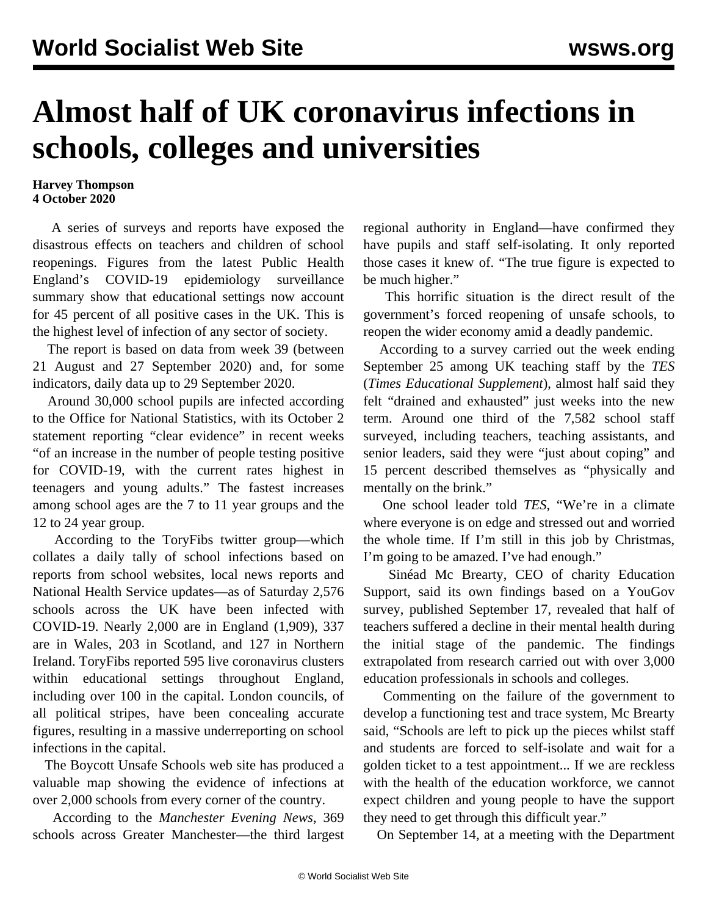# Almost half of UK coronavirus infections in schools, colleges and universities

**Harvey Thompson**
**4 October 2020**

A series of surveys and reports have exposed the disastrous effects on teachers and children of school reopenings. Figures from the latest Public Health England's COVID-19 epidemiology surveillance summary show that educational settings now account for 45 percent of all positive cases in the UK. This is the highest level of infection of any sector of society.

The report is based on data from week 39 (between 21 August and 27 September 2020) and, for some indicators, daily data up to 29 September 2020.

Around 30,000 school pupils are infected according to the Office for National Statistics, with its October 2 statement reporting "clear evidence" in recent weeks "of an increase in the number of people testing positive for COVID-19, with the current rates highest in teenagers and young adults." The fastest increases among school ages are the 7 to 11 year groups and the 12 to 24 year group.

According to the ToryFibs twitter group—which collates a daily tally of school infections based on reports from school websites, local news reports and National Health Service updates—as of Saturday 2,576 schools across the UK have been infected with COVID-19. Nearly 2,000 are in England (1,909), 337 are in Wales, 203 in Scotland, and 127 in Northern Ireland. ToryFibs reported 595 live coronavirus clusters within educational settings throughout England, including over 100 in the capital. London councils, of all political stripes, have been concealing accurate figures, resulting in a massive underreporting on school infections in the capital.

The Boycott Unsafe Schools web site has produced a valuable map showing the evidence of infections at over 2,000 schools from every corner of the country.

According to the *Manchester Evening News*, 369 schools across Greater Manchester—the third largest regional authority in England—have confirmed they have pupils and staff self-isolating. It only reported those cases it knew of. "The true figure is expected to be much higher."

This horrific situation is the direct result of the government's forced reopening of unsafe schools, to reopen the wider economy amid a deadly pandemic.

According to a survey carried out the week ending September 25 among UK teaching staff by the *TES* (*Times Educational Supplement*), almost half said they felt "drained and exhausted" just weeks into the new term. Around one third of the 7,582 school staff surveyed, including teachers, teaching assistants, and senior leaders, said they were "just about coping" and 15 percent described themselves as "physically and mentally on the brink."

One school leader told *TES*, "We're in a climate where everyone is on edge and stressed out and worried the whole time. If I'm still in this job by Christmas, I'm going to be amazed. I've had enough."

Sinéad Mc Brearty, CEO of charity Education Support, said its own findings based on a YouGov survey, published September 17, revealed that half of teachers suffered a decline in their mental health during the initial stage of the pandemic. The findings extrapolated from research carried out with over 3,000 education professionals in schools and colleges.

Commenting on the failure of the government to develop a functioning test and trace system, Mc Brearty said, "Schools are left to pick up the pieces whilst staff and students are forced to self-isolate and wait for a golden ticket to a test appointment... If we are reckless with the health of the education workforce, we cannot expect children and young people to have the support they need to get through this difficult year."

On September 14, at a meeting with the Department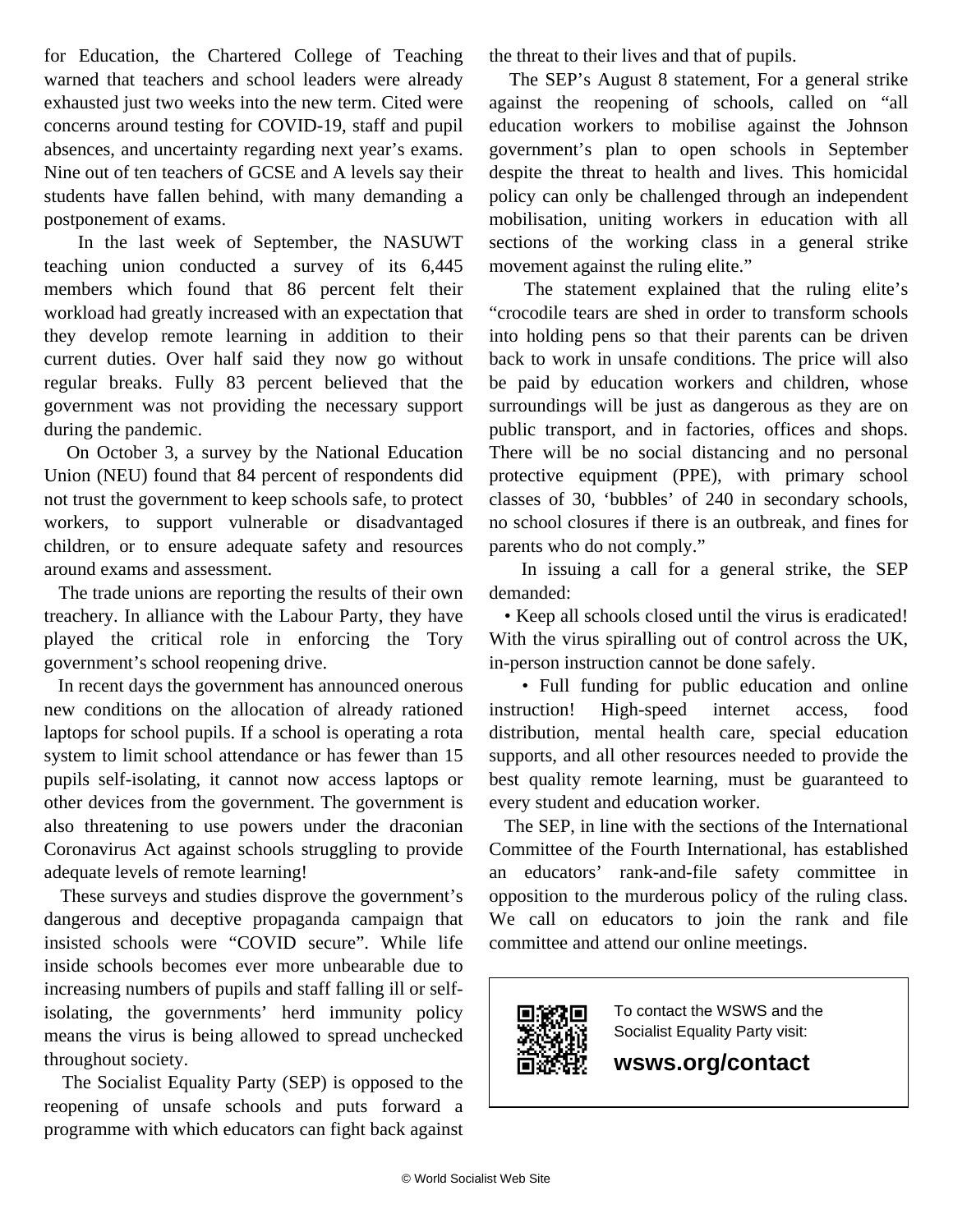for Education, the Chartered College of Teaching warned that teachers and school leaders were already exhausted just two weeks into the new term. Cited were concerns around testing for COVID-19, staff and pupil absences, and uncertainty regarding next year's exams. Nine out of ten teachers of GCSE and A levels say their students have fallen behind, with many demanding a postponement of exams.

In the last week of September, the NASUWT teaching union conducted a survey of its 6,445 members which found that 86 percent felt their workload had greatly increased with an expectation that they develop remote learning in addition to their current duties. Over half said they now go without regular breaks. Fully 83 percent believed that the government was not providing the necessary support during the pandemic.

On October 3, a survey by the National Education Union (NEU) found that 84 percent of respondents did not trust the government to keep schools safe, to protect workers, to support vulnerable or disadvantaged children, or to ensure adequate safety and resources around exams and assessment.

The trade unions are reporting the results of their own treachery. In alliance with the Labour Party, they have played the critical role in enforcing the Tory government's school reopening drive.

In recent days the government has announced onerous new conditions on the allocation of already rationed laptops for school pupils. If a school is operating a rota system to limit school attendance or has fewer than 15 pupils self-isolating, it cannot now access laptops or other devices from the government. The government is also threatening to use powers under the draconian Coronavirus Act against schools struggling to provide adequate levels of remote learning!

These surveys and studies disprove the government's dangerous and deceptive propaganda campaign that insisted schools were "COVID secure". While life inside schools becomes ever more unbearable due to increasing numbers of pupils and staff falling ill or self-isolating, the governments' herd immunity policy means the virus is being allowed to spread unchecked throughout society.

The Socialist Equality Party (SEP) is opposed to the reopening of unsafe schools and puts forward a programme with which educators can fight back against the threat to their lives and that of pupils.

The SEP's August 8 statement, For a general strike against the reopening of schools, called on "all education workers to mobilise against the Johnson government's plan to open schools in September despite the threat to health and lives. This homicidal policy can only be challenged through an independent mobilisation, uniting workers in education with all sections of the working class in a general strike movement against the ruling elite."

The statement explained that the ruling elite's "crocodile tears are shed in order to transform schools into holding pens so that their parents can be driven back to work in unsafe conditions. The price will also be paid by education workers and children, whose surroundings will be just as dangerous as they are on public transport, and in factories, offices and shops. There will be no social distancing and no personal protective equipment (PPE), with primary school classes of 30, 'bubbles' of 240 in secondary schools, no school closures if there is an outbreak, and fines for parents who do not comply."

In issuing a call for a general strike, the SEP demanded:

- Keep all schools closed until the virus is eradicated! With the virus spiralling out of control across the UK, in-person instruction cannot be done safely.
- Full funding for public education and online instruction! High-speed internet access, food distribution, mental health care, special education supports, and all other resources needed to provide the best quality remote learning, must be guaranteed to every student and education worker.

The SEP, in line with the sections of the International Committee of the Fourth International, has established an educators' rank-and-file safety committee in opposition to the murderous policy of the ruling class. We call on educators to join the rank and file committee and attend our online meetings.

To contact the WSWS and the Socialist Equality Party visit:

**wsws.org/contact**